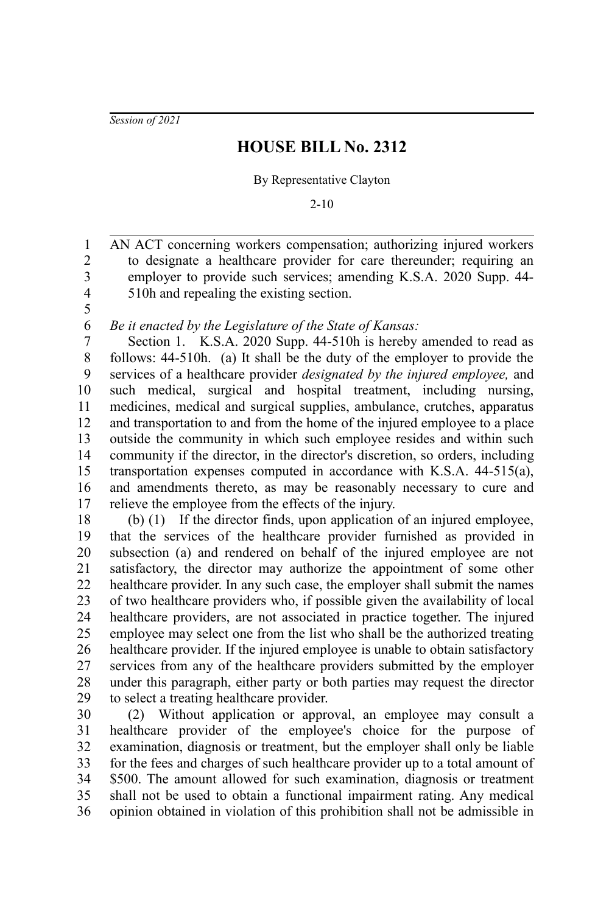*Session of 2021*

# HOUSE BILL No. 2312

By Representative Clayton

2-10

AN ACT concerning workers compensation; authorizing injured workers to designate a healthcare provider for care thereunder; requiring an employer to provide such services; amending K.S.A. 2020 Supp. 44-510h and repealing the existing section.

*Be it enacted by the Legislature of the State of Kansas:*

Section 1. K.S.A. 2020 Supp. 44-510h is hereby amended to read as follows: 44-510h. (a) It shall be the duty of the employer to provide the services of a healthcare provider *designated by the injured employee,* and such medical, surgical and hospital treatment, including nursing, medicines, medical and surgical supplies, ambulance, crutches, apparatus and transportation to and from the home of the injured employee to a place outside the community in which such employee resides and within such community if the director, in the director's discretion, so orders, including transportation expenses computed in accordance with K.S.A. 44-515(a), and amendments thereto, as may be reasonably necessary to cure and relieve the employee from the effects of the injury.

(b) (1) If the director finds, upon application of an injured employee, that the services of the healthcare provider furnished as provided in subsection (a) and rendered on behalf of the injured employee are not satisfactory, the director may authorize the appointment of some other healthcare provider. In any such case, the employer shall submit the names of two healthcare providers who, if possible given the availability of local healthcare providers, are not associated in practice together. The injured employee may select one from the list who shall be the authorized treating healthcare provider. If the injured employee is unable to obtain satisfactory services from any of the healthcare providers submitted by the employer under this paragraph, either party or both parties may request the director to select a treating healthcare provider.

(2) Without application or approval, an employee may consult a healthcare provider of the employee's choice for the purpose of examination, diagnosis or treatment, but the employer shall only be liable for the fees and charges of such healthcare provider up to a total amount of $500. The amount allowed for such examination, diagnosis or treatment shall not be used to obtain a functional impairment rating. Any medical opinion obtained in violation of this prohibition shall not be admissible in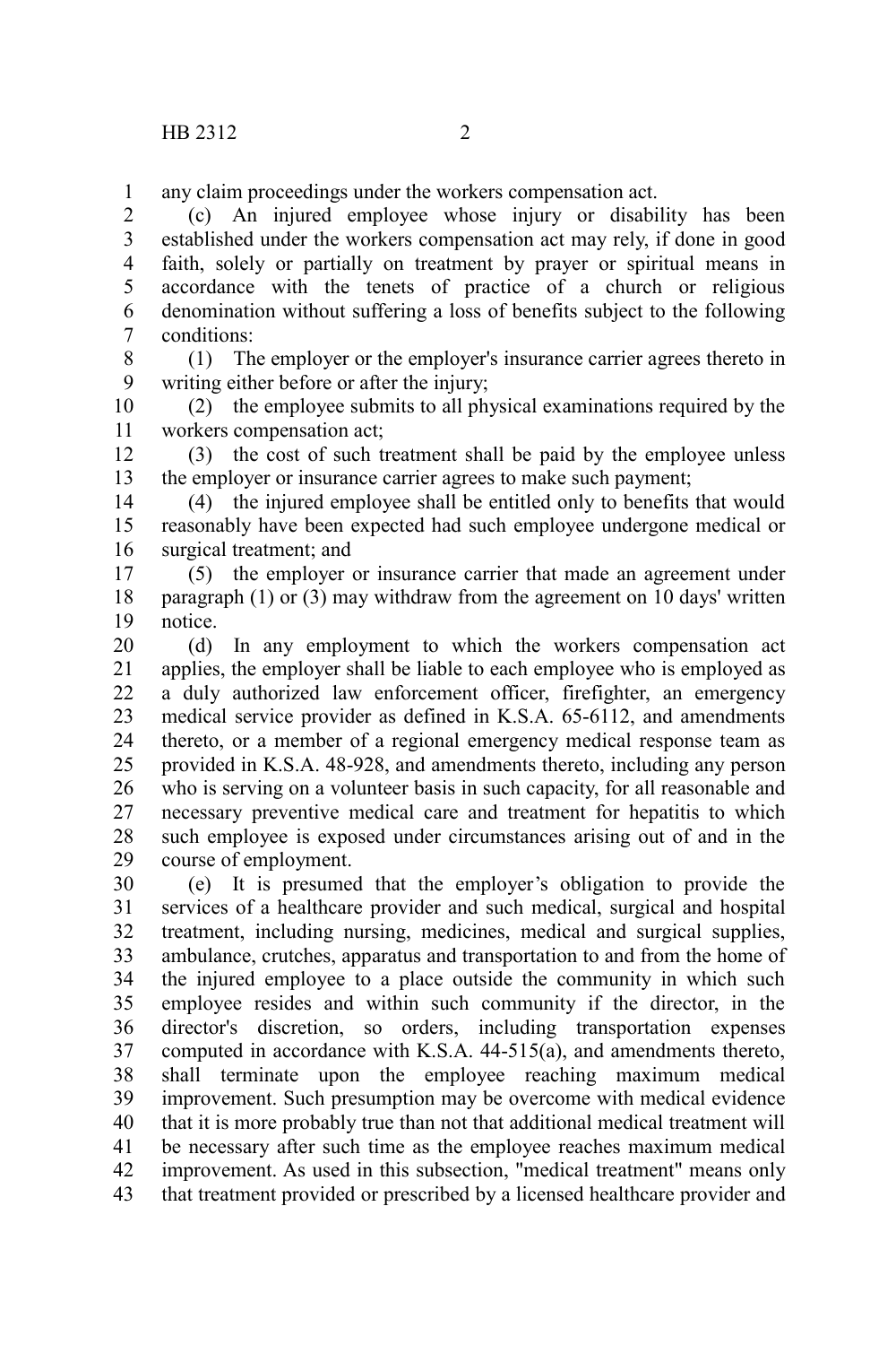any claim proceedings under the workers compensation act.

(c) An injured employee whose injury or disability has been established under the workers compensation act may rely, if done in good faith, solely or partially on treatment by prayer or spiritual means in accordance with the tenets of practice of a church or religious denomination without suffering a loss of benefits subject to the following conditions:

(1) The employer or the employer's insurance carrier agrees thereto in writing either before or after the injury;

(2) the employee submits to all physical examinations required by the workers compensation act;

(3) the cost of such treatment shall be paid by the employee unless the employer or insurance carrier agrees to make such payment;

(4) the injured employee shall be entitled only to benefits that would reasonably have been expected had such employee undergone medical or surgical treatment; and

(5) the employer or insurance carrier that made an agreement under paragraph (1) or (3) may withdraw from the agreement on 10 days' written notice.

(d) In any employment to which the workers compensation act applies, the employer shall be liable to each employee who is employed as a duly authorized law enforcement officer, firefighter, an emergency medical service provider as defined in K.S.A. 65-6112, and amendments thereto, or a member of a regional emergency medical response team as provided in K.S.A. 48-928, and amendments thereto, including any person who is serving on a volunteer basis in such capacity, for all reasonable and necessary preventive medical care and treatment for hepatitis to which such employee is exposed under circumstances arising out of and in the course of employment.

(e) It is presumed that the employer's obligation to provide the services of a healthcare provider and such medical, surgical and hospital treatment, including nursing, medicines, medical and surgical supplies, ambulance, crutches, apparatus and transportation to and from the home of the injured employee to a place outside the community in which such employee resides and within such community if the director, in the director's discretion, so orders, including transportation expenses computed in accordance with K.S.A. 44-515(a), and amendments thereto, shall terminate upon the employee reaching maximum medical improvement. Such presumption may be overcome with medical evidence that it is more probably true than not that additional medical treatment will be necessary after such time as the employee reaches maximum medical improvement. As used in this subsection, "medical treatment" means only that treatment provided or prescribed by a licensed healthcare provider and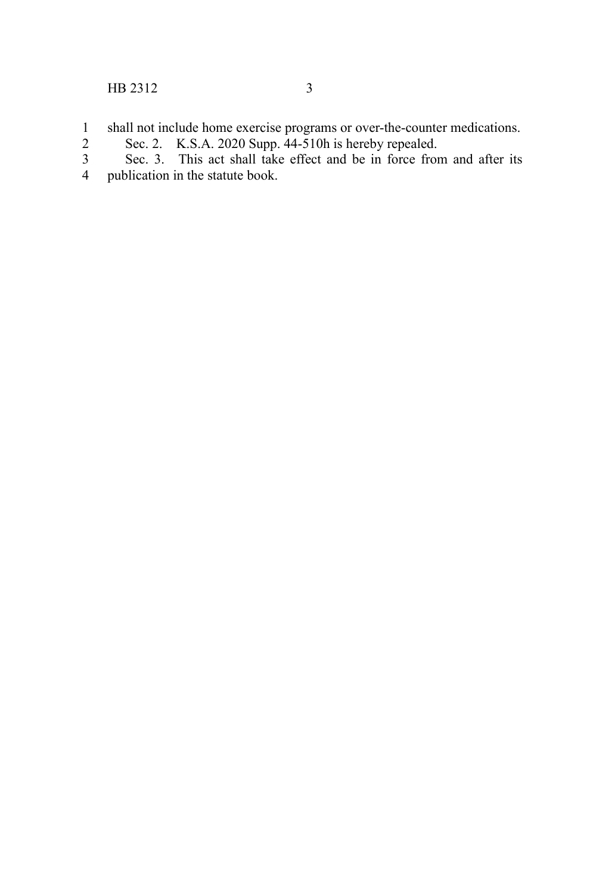shall not include home exercise programs or over-the-counter medications.

Sec. 2. K.S.A. 2020 Supp. 44-510h is hereby repealed.

Sec. 3. This act shall take effect and be in force from and after its publication in the statute book.